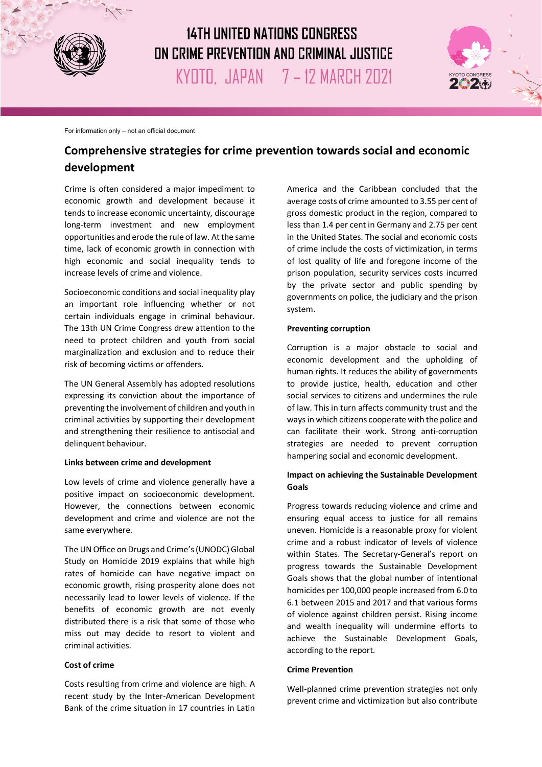# 14TH UNITED NATIONS CONGRESS ON CRIME PREVENTION AND CRIMINAL JUSTICE

KYOTO, JAPAN 7 – 12 MARCH 2021

For information only – not an official document

## Comprehensive strategies for crime prevention towards social and economic development

Crime is often considered a major impediment to economic growth and development because it tends to increase economic uncertainty, discourage long-term investment and new employment opportunities and erode the rule of law. At the same time, lack of economic growth in connection with high economic and social inequality tends to increase levels of crime and violence.

Socioeconomic conditions and social inequality play an important role influencing whether or not certain individuals engage in criminal behaviour. The 13th UN Crime Congress drew attention to the need to protect children and youth from social marginalization and exclusion and to reduce their risk of becoming victims or offenders.

The UN General Assembly has adopted resolutions expressing its conviction about the importance of preventing the involvement of children and youth in criminal activities by supporting their development and strengthening their resilience to antisocial and delinquent behaviour.

### Links between crime and development

Low levels of crime and violence generally have a positive impact on socioeconomic development. However, the connections between economic development and crime and violence are not the same everywhere.

The UN Office on Drugs and Crime's (UNODC) Global Study on Homicide 2019 explains that while high rates of homicide can have negative impact on economic growth, rising prosperity alone does not necessarily lead to lower levels of violence. If the benefits of economic growth are not evenly distributed there is a risk that some of those who miss out may decide to resort to violent and criminal activities.

### Cost of crime

Costs resulting from crime and violence are high. A recent study by the Inter-American Development Bank of the crime situation in 17 countries in Latin America and the Caribbean concluded that the average costs of crime amounted to 3.55 per cent of gross domestic product in the region, compared to less than 1.4 per cent in Germany and 2.75 per cent in the United States. The social and economic costs of crime include the costs of victimization, in terms of lost quality of life and foregone income of the prison population, security services costs incurred by the private sector and public spending by governments on police, the judiciary and the prison system.

### Preventing corruption

Corruption is a major obstacle to social and economic development and the upholding of human rights. It reduces the ability of governments to provide justice, health, education and other social services to citizens and undermines the rule of law. This in turn affects community trust and the ways in which citizens cooperate with the police and can facilitate their work. Strong anti-corruption strategies are needed to prevent corruption hampering social and economic development.

### Impact on achieving the Sustainable Development Goals

Progress towards reducing violence and crime and ensuring equal access to justice for all remains uneven. Homicide is a reasonable proxy for violent crime and a robust indicator of levels of violence within States. The Secretary-General's report on progress towards the Sustainable Development Goals shows that the global number of intentional homicides per 100,000 people increased from 6.0 to 6.1 between 2015 and 2017 and that various forms of violence against children persist. Rising income and wealth inequality will undermine efforts to achieve the Sustainable Development Goals, according to the report.

### Crime Prevention

Well-planned crime prevention strategies not only prevent crime and victimization but also contribute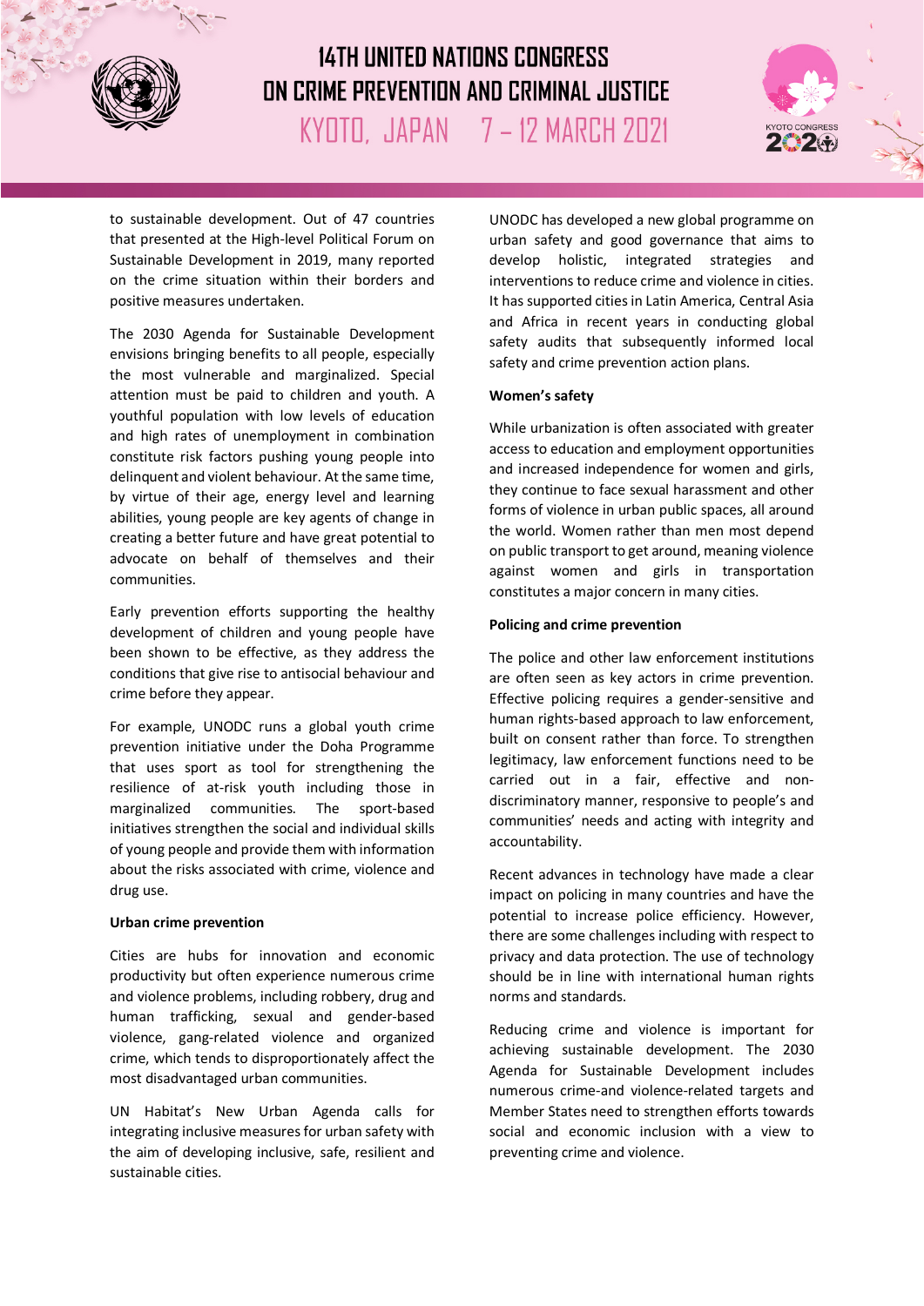to sustainable development. Out of 47 countries that presented at the High-level Political Forum on Sustainable Development in 2019, many reported on the crime situation within their borders and positive measures undertaken.

The 2030 Agenda for Sustainable Development envisions bringing benefits to all people, especially the most vulnerable and marginalized. Special attention must be paid to children and youth. A youthful population with low levels of education and high rates of unemployment in combination constitute risk factors pushing young people into delinquent and violent behaviour. At the same time, by virtue of their age, energy level and learning abilities, young people are key agents of change in creating a better future and have great potential to advocate on behalf of themselves and their communities.

Early prevention efforts supporting the healthy development of children and young people have been shown to be effective, as they address the conditions that give rise to antisocial behaviour and crime before they appear.

For example, UNODC runs a global youth crime prevention initiative under the Doha Programme that uses sport as tool for strengthening the resilience of at-risk youth including those in marginalized communities. The sport-based initiatives strengthen the social and individual skills of young people and provide them with information about the risks associated with crime, violence and drug use.

**Urban crime prevention**

Cities are hubs for innovation and economic productivity but often experience numerous crime and violence problems, including robbery, drug and human trafficking, sexual and gender-based violence, gang-related violence and organized crime, which tends to disproportionately affect the most disadvantaged urban communities.

UN Habitat's New Urban Agenda calls for integrating inclusive measures for urban safety with the aim of developing inclusive, safe, resilient and sustainable cities.

UNODC has developed a new global programme on urban safety and good governance that aims to develop holistic, integrated strategies and interventions to reduce crime and violence in cities. It has supported cities in Latin America, Central Asia and Africa in recent years in conducting global safety audits that subsequently informed local safety and crime prevention action plans.

**Women's safety**

While urbanization is often associated with greater access to education and employment opportunities and increased independence for women and girls, they continue to face sexual harassment and other forms of violence in urban public spaces, all around the world. Women rather than men most depend on public transport to get around, meaning violence against women and girls in transportation constitutes a major concern in many cities.

**Policing and crime prevention**

The police and other law enforcement institutions are often seen as key actors in crime prevention. Effective policing requires a gender-sensitive and human rights-based approach to law enforcement, built on consent rather than force. To strengthen legitimacy, law enforcement functions need to be carried out in a fair, effective and non-discriminatory manner, responsive to people's and communities' needs and acting with integrity and accountability.

Recent advances in technology have made a clear impact on policing in many countries and have the potential to increase police efficiency. However, there are some challenges including with respect to privacy and data protection. The use of technology should be in line with international human rights norms and standards.

Reducing crime and violence is important for achieving sustainable development. The 2030 Agenda for Sustainable Development includes numerous crime-and violence-related targets and Member States need to strengthen efforts towards social and economic inclusion with a view to preventing crime and violence.